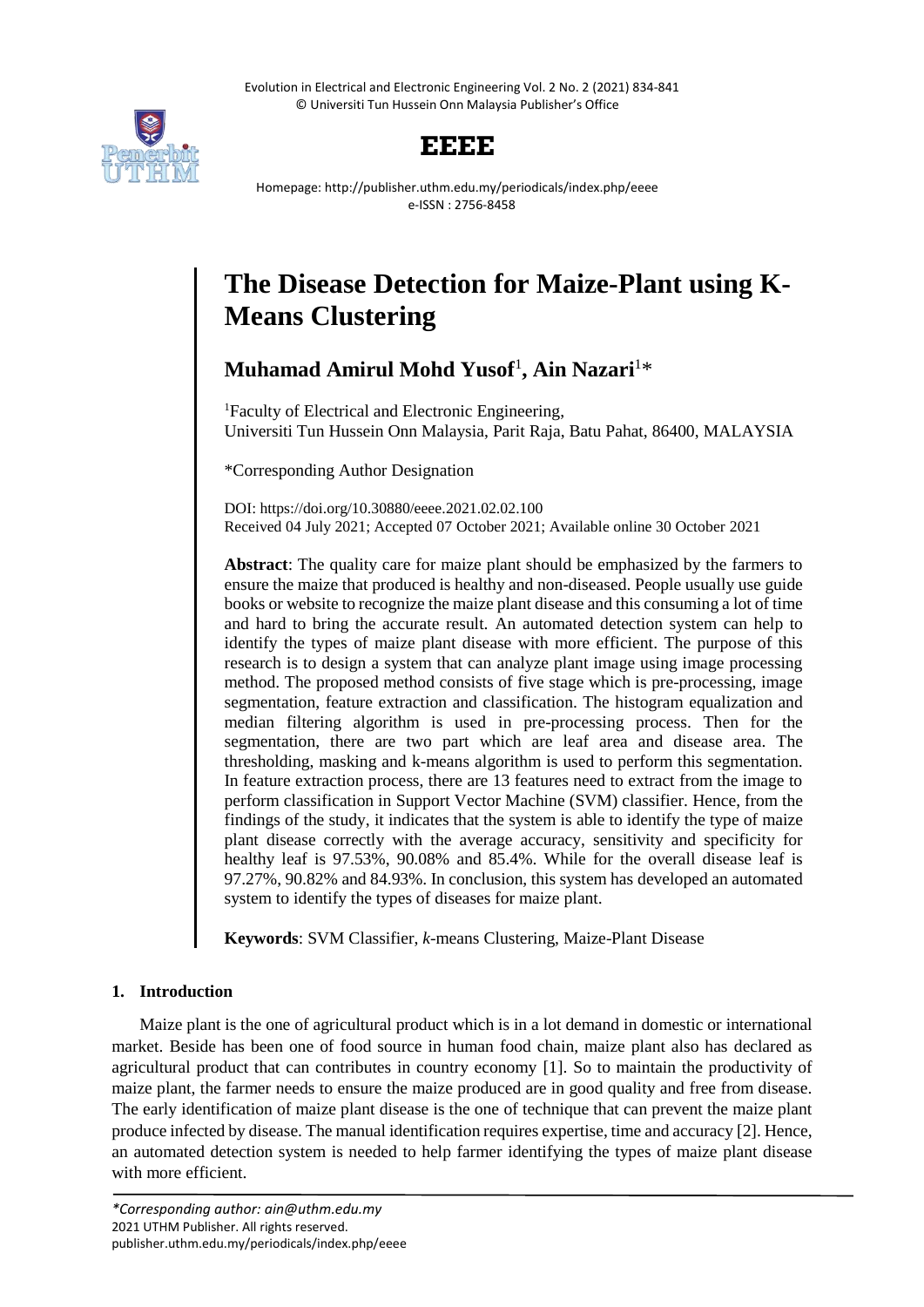Evolution in Electrical and Electronic Engineering Vol. 2 No. 2 (2021) 834-841
© Universiti Tun Hussein Onn Malaysia Publisher's Office

**EEEE**

Homepage: http://publisher.uthm.edu.my/periodicals/index.php/eeee
e-ISSN : 2756-8458

# The Disease Detection for Maize-Plant using K-Means Clustering

**Muhamad Amirul Mohd Yusof**[1], **Ain Nazari**[1]*

[1]Faculty of Electrical and Electronic Engineering,
Universiti Tun Hussein Onn Malaysia, Parit Raja, Batu Pahat, 86400, MALAYSIA

*Corresponding Author Designation

DOI: https://doi.org/10.30880/eeee.2021.02.02.100
Received 04 July 2021; Accepted 07 October 2021; Available online 30 October 2021

**Abstract**: The quality care for maize plant should be emphasized by the farmers to ensure the maize that produced is healthy and non-diseased. People usually use guide books or website to recognize the maize plant disease and this consuming a lot of time and hard to bring the accurate result. An automated detection system can help to identify the types of maize plant disease with more efficient. The purpose of this research is to design a system that can analyze plant image using image processing method. The proposed method consists of five stage which is pre-processing, image segmentation, feature extraction and classification. The histogram equalization and median filtering algorithm is used in pre-processing process. Then for the segmentation, there are two part which are leaf area and disease area. The thresholding, masking and k-means algorithm is used to perform this segmentation. In feature extraction process, there are 13 features need to extract from the image to perform classification in Support Vector Machine (SVM) classifier. Hence, from the findings of the study, it indicates that the system is able to identify the type of maize plant disease correctly with the average accuracy, sensitivity and specificity for healthy leaf is 97.53%, 90.08% and 85.4%. While for the overall disease leaf is 97.27%, 90.82% and 84.93%. In conclusion, this system has developed an automated system to identify the types of diseases for maize plant.

**Keywords**: SVM Classifier, *k*-means Clustering, Maize-Plant Disease

## 1. Introduction

Maize plant is the one of agricultural product which is in a lot demand in domestic or international market. Beside has been one of food source in human food chain, maize plant also has declared as agricultural product that can contributes in country economy [1]. So to maintain the productivity of maize plant, the farmer needs to ensure the maize produced are in good quality and free from disease. The early identification of maize plant disease is the one of technique that can prevent the maize plant produce infected by disease. The manual identification requires expertise, time and accuracy [2]. Hence, an automated detection system is needed to help farmer identifying the types of maize plant disease with more efficient.

*\*Corresponding author: ain@uthm.edu.my*
2021 UTHM Publisher. All rights reserved.
publisher.uthm.edu.my/periodicals/index.php/eeee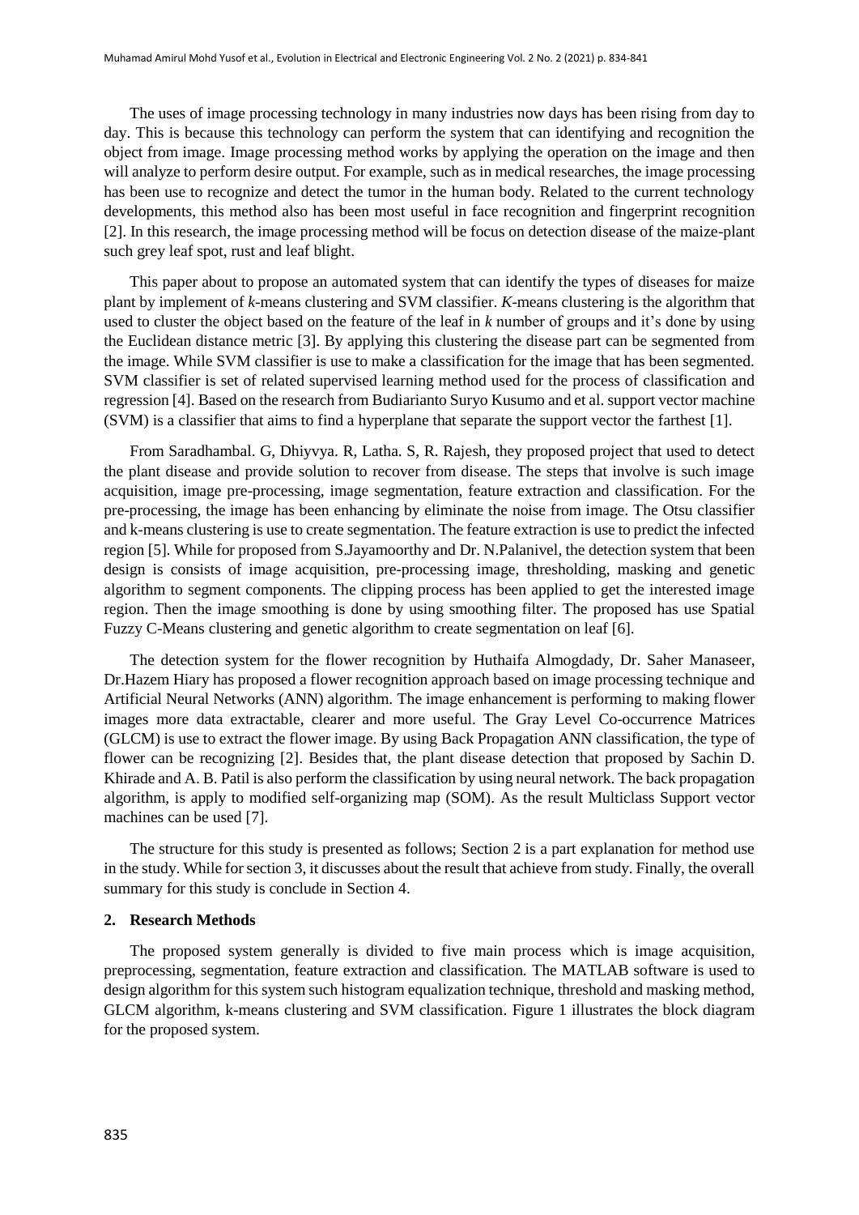The uses of image processing technology in many industries now days has been rising from day to day. This is because this technology can perform the system that can identifying and recognition the object from image. Image processing method works by applying the operation on the image and then will analyze to perform desire output. For example, such as in medical researches, the image processing has been use to recognize and detect the tumor in the human body. Related to the current technology developments, this method also has been most useful in face recognition and fingerprint recognition [2]. In this research, the image processing method will be focus on detection disease of the maize-plant such grey leaf spot, rust and leaf blight.

This paper about to propose an automated system that can identify the types of diseases for maize plant by implement of *k*-means clustering and SVM classifier. *K*-means clustering is the algorithm that used to cluster the object based on the feature of the leaf in *k* number of groups and it's done by using the Euclidean distance metric [3]. By applying this clustering the disease part can be segmented from the image. While SVM classifier is use to make a classification for the image that has been segmented. SVM classifier is set of related supervised learning method used for the process of classification and regression [4]. Based on the research from Budiarianto Suryo Kusumo and et al. support vector machine (SVM) is a classifier that aims to find a hyperplane that separate the support vector the farthest [1].

From Saradhambal. G, Dhiyvya. R, Latha. S, R. Rajesh, they proposed project that used to detect the plant disease and provide solution to recover from disease. The steps that involve is such image acquisition, image pre-processing, image segmentation, feature extraction and classification. For the pre-processing, the image has been enhancing by eliminate the noise from image. The Otsu classifier and k-means clustering is use to create segmentation. The feature extraction is use to predict the infected region [5]. While for proposed from S.Jayamoorthy and Dr. N.Palanivel, the detection system that been design is consists of image acquisition, pre-processing image, thresholding, masking and genetic algorithm to segment components. The clipping process has been applied to get the interested image region. Then the image smoothing is done by using smoothing filter. The proposed has use Spatial Fuzzy C-Means clustering and genetic algorithm to create segmentation on leaf [6].

The detection system for the flower recognition by Huthaifa Almogdady, Dr. Saher Manaseer, Dr.Hazem Hiary has proposed a flower recognition approach based on image processing technique and Artificial Neural Networks (ANN) algorithm. The image enhancement is performing to making flower images more data extractable, clearer and more useful. The Gray Level Co-occurrence Matrices (GLCM) is use to extract the flower image. By using Back Propagation ANN classification, the type of flower can be recognizing [2]. Besides that, the plant disease detection that proposed by Sachin D. Khirade and A. B. Patil is also perform the classification by using neural network. The back propagation algorithm, is apply to modified self-organizing map (SOM). As the result Multiclass Support vector machines can be used [7].

The structure for this study is presented as follows; Section 2 is a part explanation for method use in the study. While for section 3, it discusses about the result that achieve from study. Finally, the overall summary for this study is conclude in Section 4.

## 2. Research Methods

The proposed system generally is divided to five main process which is image acquisition, preprocessing, segmentation, feature extraction and classification. The MATLAB software is used to design algorithm for this system such histogram equalization technique, threshold and masking method, GLCM algorithm, k-means clustering and SVM classification. Figure 1 illustrates the block diagram for the proposed system.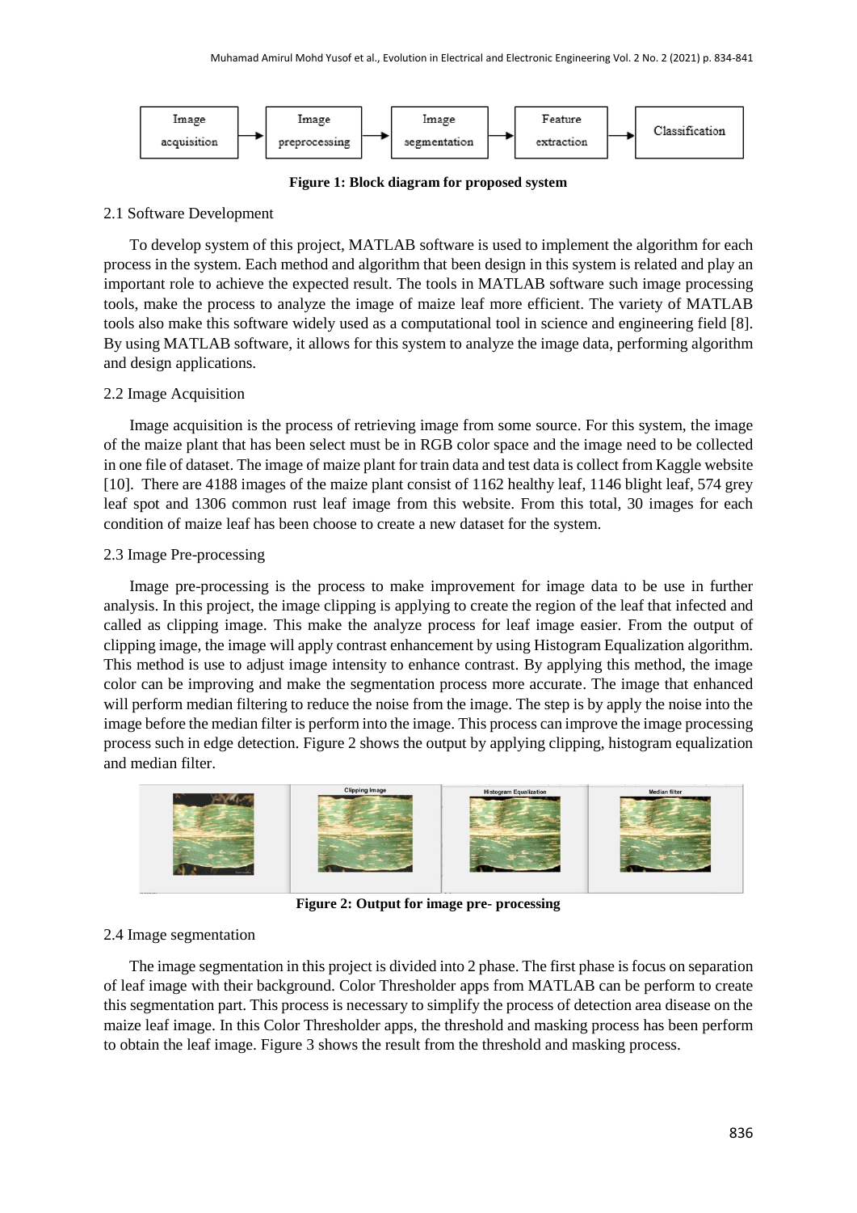Figure 1: Block diagram for proposed system

## 2.1 Software Development

To develop system of this project, MATLAB software is used to implement the algorithm for each process in the system. Each method and algorithm that been design in this system is related and play an important role to achieve the expected result. The tools in MATLAB software such image processing tools, make the process to analyze the image of maize leaf more efficient. The variety of MATLAB tools also make this software widely used as a computational tool in science and engineering field [8]. By using MATLAB software, it allows for this system to analyze the image data, performing algorithm and design applications.

## 2.2 Image Acquisition

Image acquisition is the process of retrieving image from some source. For this system, the image of the maize plant that has been select must be in RGB color space and the image need to be collected in one file of dataset. The image of maize plant for train data and test data is collect from Kaggle website [10]. There are 4188 images of the maize plant consist of 1162 healthy leaf, 1146 blight leaf, 574 grey leaf spot and 1306 common rust leaf image from this website. From this total, 30 images for each condition of maize leaf has been choose to create a new dataset for the system.

## 2.3 Image Pre-processing

Image pre-processing is the process to make improvement for image data to be use in further analysis. In this project, the image clipping is applying to create the region of the leaf that infected and called as clipping image. This make the analyze process for leaf image easier. From the output of clipping image, the image will apply contrast enhancement by using Histogram Equalization algorithm. This method is use to adjust image intensity to enhance contrast. By applying this method, the image color can be improving and make the segmentation process more accurate. The image that enhanced will perform median filtering to reduce the noise from the image. The step is by apply the noise into the image before the median filter is perform into the image. This process can improve the image processing process such in edge detection. Figure 2 shows the output by applying clipping, histogram equalization and median filter.

Figure 2: Output for image pre- processing

## 2.4 Image segmentation

The image segmentation in this project is divided into 2 phase. The first phase is focus on separation of leaf image with their background. Color Thresholder apps from MATLAB can be perform to create this segmentation part. This process is necessary to simplify the process of detection area disease on the maize leaf image. In this Color Thresholder apps, the threshold and masking process has been perform to obtain the leaf image. Figure 3 shows the result from the threshold and masking process.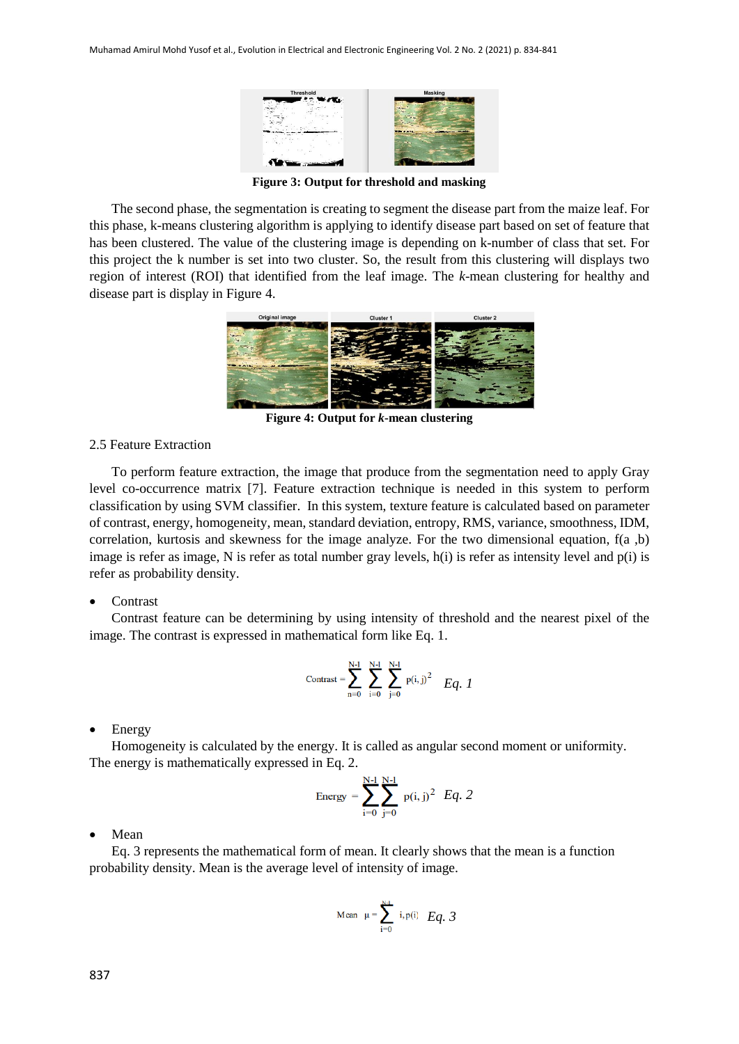Figure 3: Output for threshold and masking

The second phase, the segmentation is creating to segment the disease part from the maize leaf. For this phase, k-means clustering algorithm is applying to identify disease part based on set of feature that has been clustered. The value of the clustering image is depending on k-number of class that set. For this project the k number is set into two cluster. So, the result from this clustering will displays two region of interest (ROI) that identified from the leaf image. The *k*-mean clustering for healthy and disease part is display in Figure 4.

**Figure 4: Output for *k*-mean clustering**

2.5 Feature Extraction

To perform feature extraction, the image that produce from the segmentation need to apply Gray level co-occurrence matrix [7]. Feature extraction technique is needed in this system to perform classification by using SVM classifier. In this system, texture feature is calculated based on parameter of contrast, energy, homogeneity, mean, standard deviation, entropy, RMS, variance, smoothness, IDM, correlation, kurtosis and skewness for the image analyze. For the two dimensional equation, f(a ,b) image is refer as image, N is refer as total number gray levels, h(i) is refer as intensity level and p(i) is refer as probability density.

- Contrast

  Contrast feature can be determining by using intensity of threshold and the nearest pixel of the image. The contrast is expressed in mathematical form like Eq. 1.

$$\text{Contrast} = \sum_{n=0}^{N-1} \sum_{i=0}^{N-1} \sum_{j=0}^{N-1} p(i,j)^2 \quad \textit{Eq. 1}$$

- Energy

  Homogeneity is calculated by the energy. It is called as angular second moment or uniformity. The energy is mathematically expressed in Eq. 2.

$$\text{Energy} = \sum_{i=0}^{N-1} \sum_{j=0}^{N-1} p(i,j)^2 \quad \textit{Eq. 2}$$

- Mean

  Eq. 3 represents the mathematical form of mean. It clearly shows that the mean is a function probability density. Mean is the average level of intensity of image.

$$\text{Mean} \quad \mu = \sum_{i=0}^{N-1} i, p(i) \quad \textit{Eq. 3}$$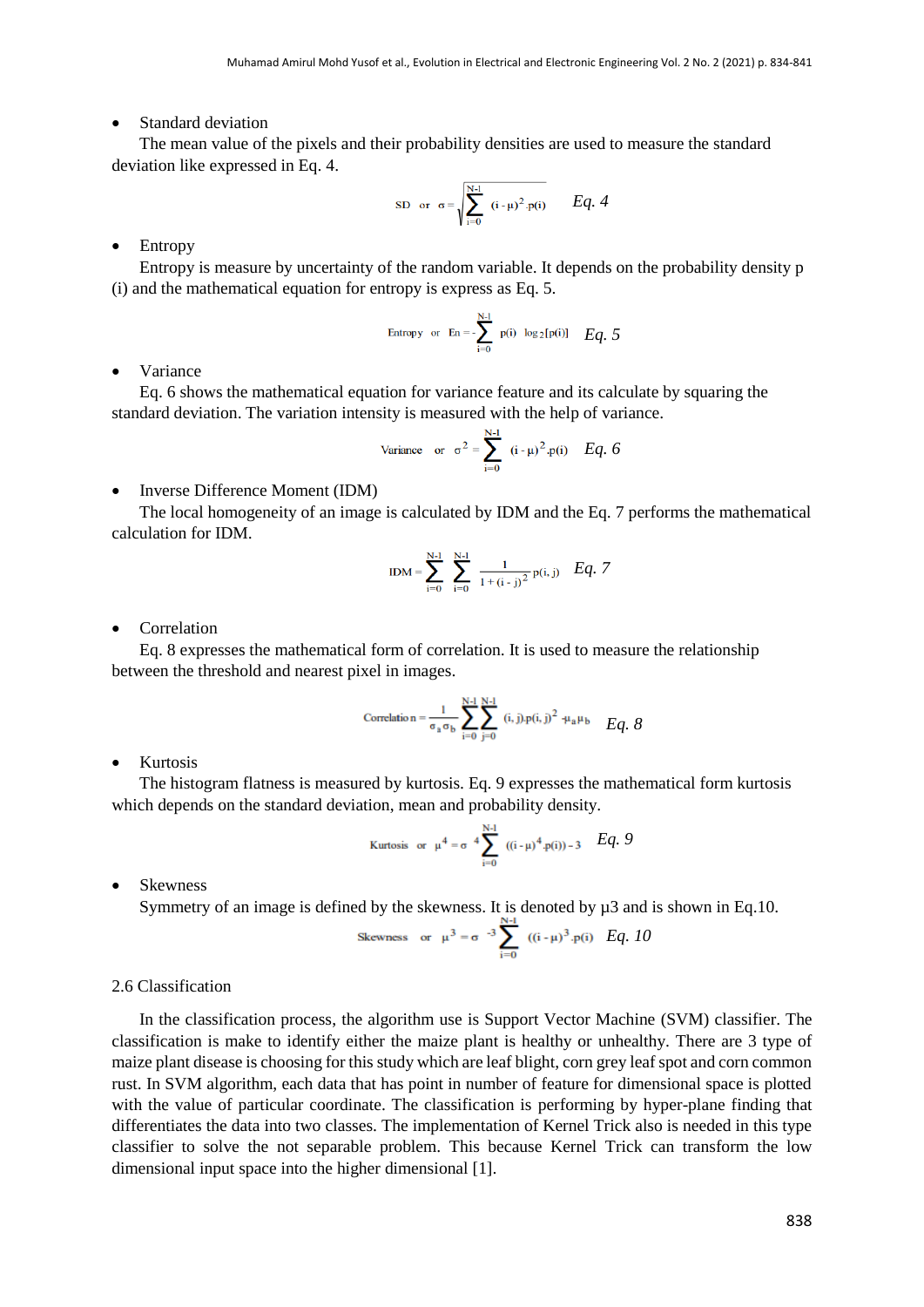- Standard deviation

  The mean value of the pixels and their probability densities are used to measure the standard deviation like expressed in Eq. 4.

$$\text{SD} \quad \text{or} \quad \sigma = \sqrt{\sum_{i=0}^{N-1} (i - \mu)^2 . p(i)} \qquad \textit{Eq. 4}$$

- Entropy

  Entropy is measure by uncertainty of the random variable. It depends on the probability density p (i) and the mathematical equation for entropy is express as Eq. 5.

$$\text{Entropy} \quad \text{or} \quad \text{En} = -\sum_{i=0}^{N-1} p(i) \ \log_2[p(i)] \qquad \textit{Eq. 5}$$

- Variance

  Eq. 6 shows the mathematical equation for variance feature and its calculate by squaring the standard deviation. The variation intensity is measured with the help of variance.

$$\text{Variance} \quad \text{or} \quad \sigma^2 = \sum_{i=0}^{N-1} (i - \mu)^2 . p(i) \qquad \textit{Eq. 6}$$

- Inverse Difference Moment (IDM)

  The local homogeneity of an image is calculated by IDM and the Eq. 7 performs the mathematical calculation for IDM.

$$\text{IDM} = \sum_{i=0}^{N-1} \sum_{i=0}^{N-1} \frac{1}{1 + (i - j)^2} p(i, j) \qquad \textit{Eq. 7}$$

- Correlation

  Eq. 8 expresses the mathematical form of correlation. It is used to measure the relationship between the threshold and nearest pixel in images.

$$\text{Correlation} = \frac{1}{\sigma_a \sigma_b} \sum_{i=0}^{N-1} \sum_{j=0}^{N-1} (i, j) . p(i, j)^2 - \mu_a \mu_b \qquad \textit{Eq. 8}$$

- Kurtosis

  The histogram flatness is measured by kurtosis. Eq. 9 expresses the mathematical form kurtosis which depends on the standard deviation, mean and probability density.

$$\text{Kurtosis} \quad \text{or} \quad \mu^4 = \sigma^{4} \sum_{i=0}^{N-1} ((i - \mu)^4 . p(i)) - 3 \qquad \textit{Eq. 9}$$

- Skewness

  Symmetry of an image is defined by the skewness. It is denoted by µ3 and is shown in Eq.10.

$$\text{Skewness} \quad \text{or} \quad \mu^3 = \sigma^{-3} \sum_{i=0}^{N-1} ((i - \mu)^3 . p(i)) \qquad \textit{Eq. 10}$$

## 2.6 Classification

In the classification process, the algorithm use is Support Vector Machine (SVM) classifier. The classification is make to identify either the maize plant is healthy or unhealthy. There are 3 type of maize plant disease is choosing for this study which are leaf blight, corn grey leaf spot and corn common rust. In SVM algorithm, each data that has point in number of feature for dimensional space is plotted with the value of particular coordinate. The classification is performing by hyper-plane finding that differentiates the data into two classes. The implementation of Kernel Trick also is needed in this type classifier to solve the not separable problem. This because Kernel Trick can transform the low dimensional input space into the higher dimensional [1].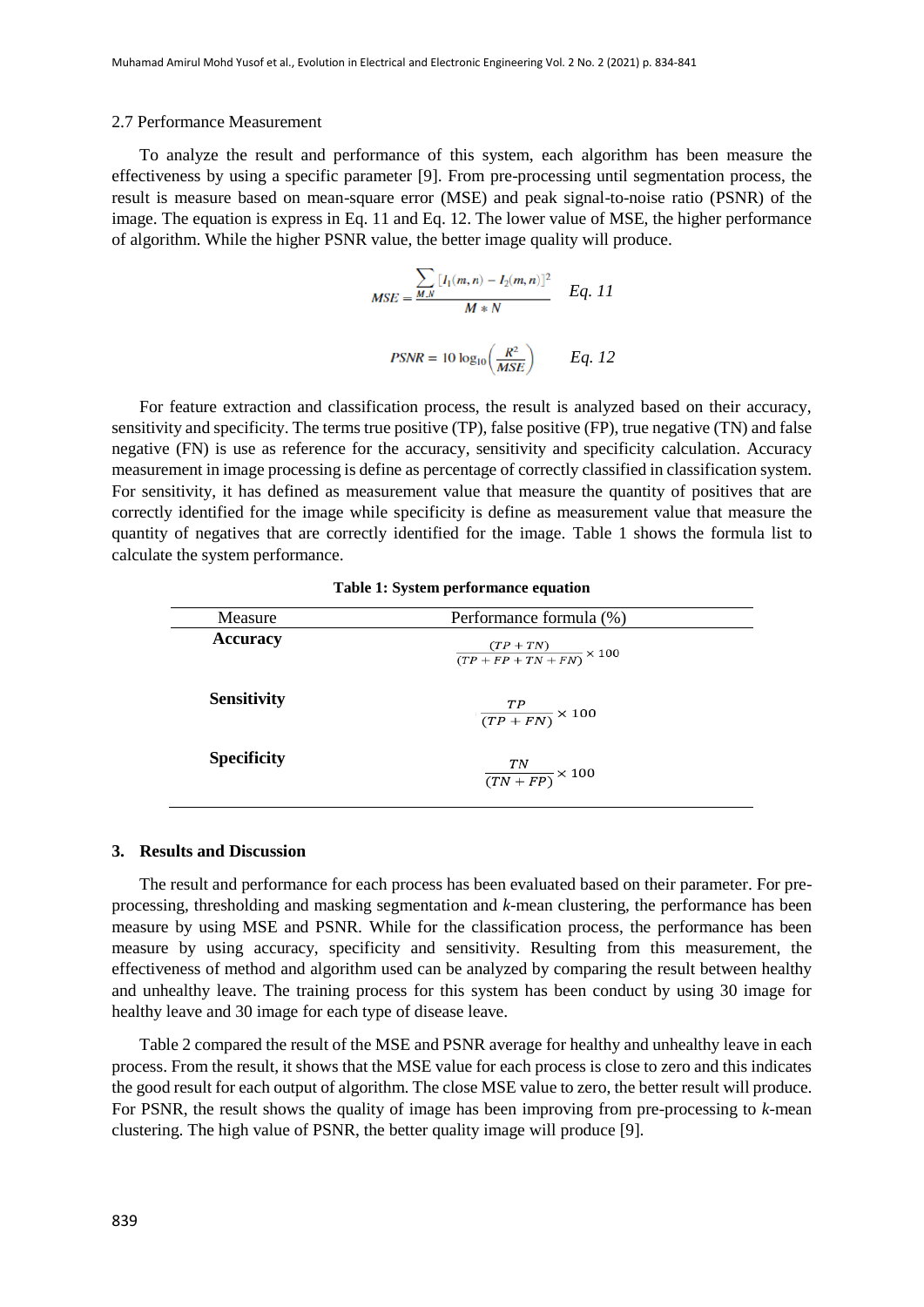### 2.7 Performance Measurement

To analyze the result and performance of this system, each algorithm has been measure the effectiveness by using a specific parameter [9]. From pre-processing until segmentation process, the result is measure based on mean-square error (MSE) and peak signal-to-noise ratio (PSNR) of the image. The equation is express in Eq. 11 and Eq. 12. The lower value of MSE, the higher performance of algorithm. While the higher PSNR value, the better image quality will produce.

$$MSE = \frac{\sum_{M,N} [I_1(m,n) - I_2(m,n)]^2}{M * N} \quad Eq.\ 11$$

$$PSNR = 10 \log_{10}\left(\frac{R^2}{MSE}\right) \quad Eq.\ 12$$

For feature extraction and classification process, the result is analyzed based on their accuracy, sensitivity and specificity. The terms true positive (TP), false positive (FP), true negative (TN) and false negative (FN) is use as reference for the accuracy, sensitivity and specificity calculation. Accuracy measurement in image processing is define as percentage of correctly classified in classification system. For sensitivity, it has defined as measurement value that measure the quantity of positives that are correctly identified for the image while specificity is define as measurement value that measure the quantity of negatives that are correctly identified for the image. Table 1 shows the formula list to calculate the system performance.

**Table 1: System performance equation**

| Measure | Performance formula (%) |
|---|---|
| **Accuracy** | $\frac{(TP + TN)}{(TP + FP + TN + FN)} \times 100$ |
| **Sensitivity** | $\frac{TP}{(TP + FN)} \times 100$ |
| **Specificity** | $\frac{TN}{(TN + FP)} \times 100$ |

## 3. Results and Discussion

The result and performance for each process has been evaluated based on their parameter. For pre-processing, thresholding and masking segmentation and *k*-mean clustering, the performance has been measure by using MSE and PSNR. While for the classification process, the performance has been measure by using accuracy, specificity and sensitivity. Resulting from this measurement, the effectiveness of method and algorithm used can be analyzed by comparing the result between healthy and unhealthy leave. The training process for this system has been conduct by using 30 image for healthy leave and 30 image for each type of disease leave.

Table 2 compared the result of the MSE and PSNR average for healthy and unhealthy leave in each process. From the result, it shows that the MSE value for each process is close to zero and this indicates the good result for each output of algorithm. The close MSE value to zero, the better result will produce. For PSNR, the result shows the quality of image has been improving from pre-processing to *k*-mean clustering. The high value of PSNR, the better quality image will produce [9].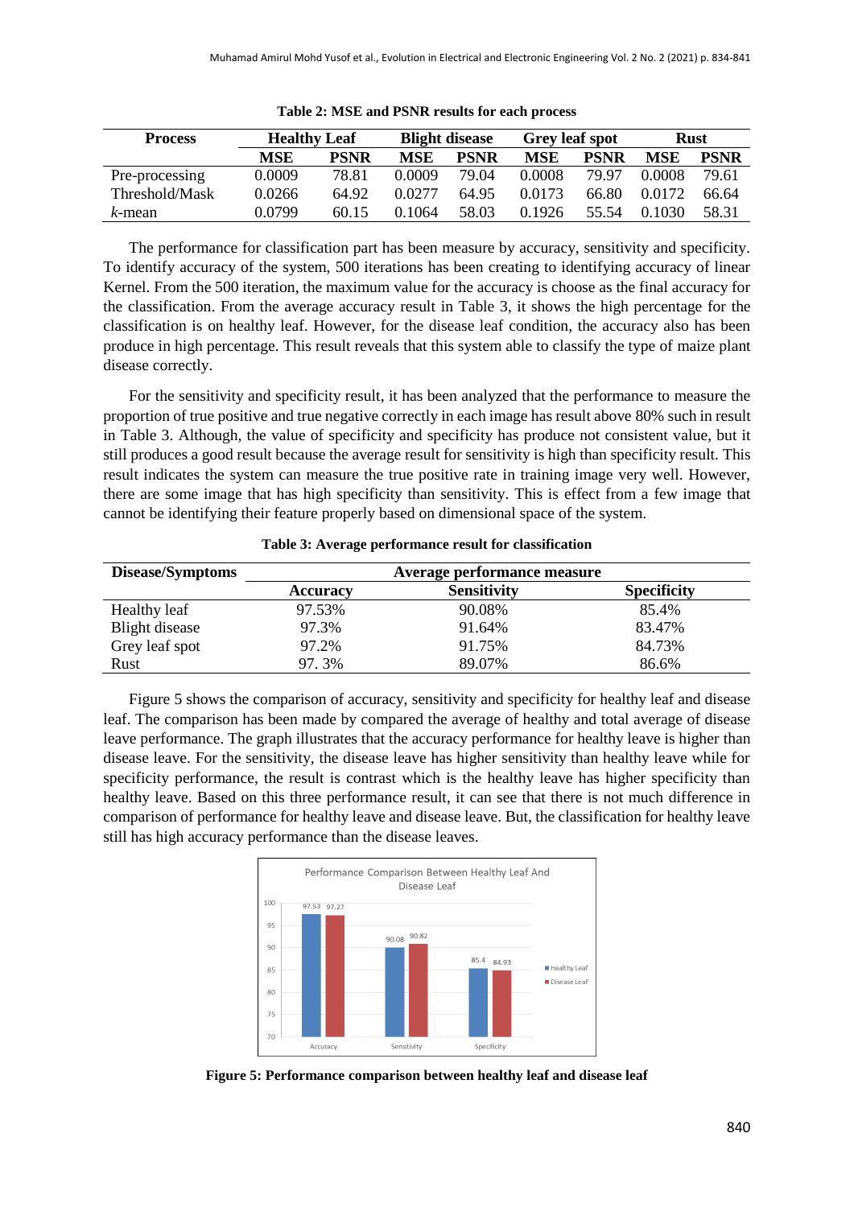**Table 2: MSE and PSNR results for each process**

| Process | Healthy Leaf | | Blight disease | | Grey leaf spot | | Rust | |
|---|---|---|---|---|---|---|---|---|
| | MSE | PSNR | MSE | PSNR | MSE | PSNR | MSE | PSNR |
| Pre-processing | 0.0009 | 78.81 | 0.0009 | 79.04 | 0.0008 | 79.97 | 0.0008 | 79.61 |
| Threshold/Mask | 0.0266 | 64.92 | 0.0277 | 64.95 | 0.0173 | 66.80 | 0.0172 | 66.64 |
| *k*-mean | 0.0799 | 60.15 | 0.1064 | 58.03 | 0.1926 | 55.54 | 0.1030 | 58.31 |

The performance for classification part has been measure by accuracy, sensitivity and specificity. To identify accuracy of the system, 500 iterations has been creating to identifying accuracy of linear Kernel. From the 500 iteration, the maximum value for the accuracy is choose as the final accuracy for the classification. From the average accuracy result in Table 3, it shows the high percentage for the classification is on healthy leaf. However, for the disease leaf condition, the accuracy also has been produce in high percentage. This result reveals that this system able to classify the type of maize plant disease correctly.

For the sensitivity and specificity result, it has been analyzed that the performance to measure the proportion of true positive and true negative correctly in each image has result above 80% such in result in Table 3. Although, the value of specificity and specificity has produce not consistent value, but it still produces a good result because the average result for sensitivity is high than specificity result. This result indicates the system can measure the true positive rate in training image very well. However, there are some image that has high specificity than sensitivity. This is effect from a few image that cannot be identifying their feature properly based on dimensional space of the system.

**Table 3: Average performance result for classification**

| Disease/Symptoms | Average performance measure | | |
|---|---|---|---|
| | Accuracy | Sensitivity | Specificity |
| Healthy leaf | 97.53% | 90.08% | 85.4% |
| Blight disease | 97.3% | 91.64% | 83.47% |
| Grey leaf spot | 97.2% | 91.75% | 84.73% |
| Rust | 97. 3% | 89.07% | 86.6% |

Figure 5 shows the comparison of accuracy, sensitivity and specificity for healthy leaf and disease leaf. The comparison has been made by compared the average of healthy and total average of disease leave performance. The graph illustrates that the accuracy performance for healthy leave is higher than disease leave. For the sensitivity, the disease leave has higher sensitivity than healthy leave while for specificity performance, the result is contrast which is the healthy leave has higher specificity than healthy leave. Based on this three performance result, it can see that there is not much difference in comparison of performance for healthy leave and disease leave. But, the classification for healthy leave still has high accuracy performance than the disease leaves.

**Figure 5: Performance comparison between healthy leaf and disease leaf**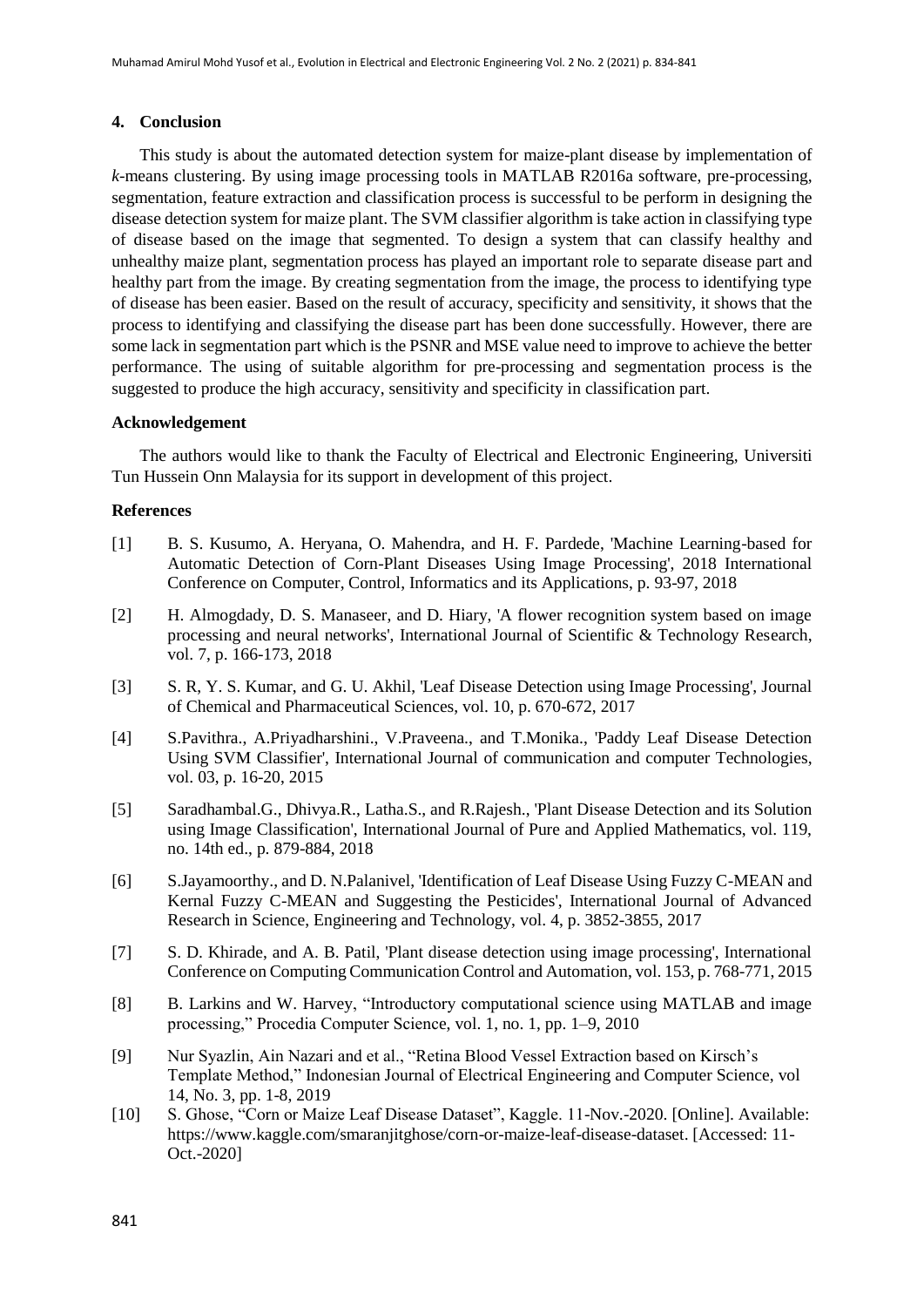## 4. Conclusion

This study is about the automated detection system for maize-plant disease by implementation of *k*-means clustering. By using image processing tools in MATLAB R2016a software, pre-processing, segmentation, feature extraction and classification process is successful to be perform in designing the disease detection system for maize plant. The SVM classifier algorithm is take action in classifying type of disease based on the image that segmented. To design a system that can classify healthy and unhealthy maize plant, segmentation process has played an important role to separate disease part and healthy part from the image. By creating segmentation from the image, the process to identifying type of disease has been easier. Based on the result of accuracy, specificity and sensitivity, it shows that the process to identifying and classifying the disease part has been done successfully. However, there are some lack in segmentation part which is the PSNR and MSE value need to improve to achieve the better performance. The using of suitable algorithm for pre-processing and segmentation process is the suggested to produce the high accuracy, sensitivity and specificity in classification part.

### Acknowledgement

The authors would like to thank the Faculty of Electrical and Electronic Engineering, Universiti Tun Hussein Onn Malaysia for its support in development of this project.

### References

[1] B. S. Kusumo, A. Heryana, O. Mahendra, and H. F. Pardede, 'Machine Learning-based for Automatic Detection of Corn-Plant Diseases Using Image Processing', 2018 International Conference on Computer, Control, Informatics and its Applications, p. 93-97, 2018

[2] H. Almogdady, D. S. Manaseer, and D. Hiary, 'A flower recognition system based on image processing and neural networks', International Journal of Scientific & Technology Research, vol. 7, p. 166-173, 2018

[3] S. R, Y. S. Kumar, and G. U. Akhil, 'Leaf Disease Detection using Image Processing', Journal of Chemical and Pharmaceutical Sciences, vol. 10, p. 670-672, 2017

[4] S.Pavithra., A.Priyadharshini., V.Praveena., and T.Monika., 'Paddy Leaf Disease Detection Using SVM Classifier', International Journal of communication and computer Technologies, vol. 03, p. 16-20, 2015

[5] Saradhambal.G., Dhivya.R., Latha.S., and R.Rajesh., 'Plant Disease Detection and its Solution using Image Classification', International Journal of Pure and Applied Mathematics, vol. 119, no. 14th ed., p. 879-884, 2018

[6] S.Jayamoorthy., and D. N.Palanivel, 'Identification of Leaf Disease Using Fuzzy C-MEAN and Kernal Fuzzy C-MEAN and Suggesting the Pesticides', International Journal of Advanced Research in Science, Engineering and Technology, vol. 4, p. 3852-3855, 2017

[7] S. D. Khirade, and A. B. Patil, 'Plant disease detection using image processing', International Conference on Computing Communication Control and Automation, vol. 153, p. 768-771, 2015

[8] B. Larkins and W. Harvey, "Introductory computational science using MATLAB and image processing," Procedia Computer Science, vol. 1, no. 1, pp. 1–9, 2010

[9] Nur Syazlin, Ain Nazari and et al., "Retina Blood Vessel Extraction based on Kirsch's Template Method," Indonesian Journal of Electrical Engineering and Computer Science, vol 14, No. 3, pp. 1-8, 2019

[10] S. Ghose, "Corn or Maize Leaf Disease Dataset", Kaggle. 11-Nov.-2020. [Online]. Available: https://www.kaggle.com/smaranjitghose/corn-or-maize-leaf-disease-dataset. [Accessed: 11-Oct.-2020]